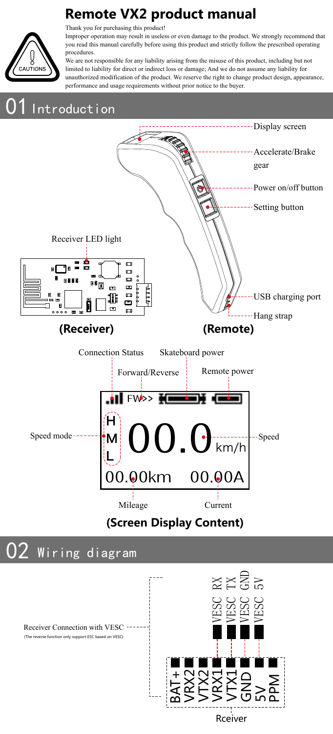# Remote VX2 product manual

CAUTIONS

Thank you for purchasing this product!

Improper operation may result in useless or even damage to the product. We strongly recommend that you read this manual carefully before using this product and strictly follow the prescribed operating procedures.

We are not responsible for any liability arising from the misuse of this product, including but not limited to liability for direct or indirect loss or damage; And we do not assume any liability for unauthorized modification of the product. We reserve the right to change product design, appearance, performance and usage requirements without prior notice to the buyer.

## 01 Introduction

- Display screen
- Accelerate/Brake gear
- Power on/off button
- Setting button
- Receiver LED light
- USB charging port
- Hang strap

**(Receiver)** **(Remote)**

- Connection Status
- Skateboard power
- Forward/Reverse
- Remote power
- Speed mode
- Speed
- Mileage
- Current

FW>>

H M L

00.0 km/h

00.00km 00.00A

**(Screen Display Content)**

## 02 Wiring diagram

Receiver Connection with VESC

(The reverse function only support ESC based on VESC)

| Receiver | VESC |
| --- | --- |
| BAT+ | |
| VRX2 | |
| VTX2 | |
| VRX1 | VESC RX |
| VTX1 | VESC TX |
| GND | VESC GND |
| 5V | VESC 5V |
| PPM | |

Rceiver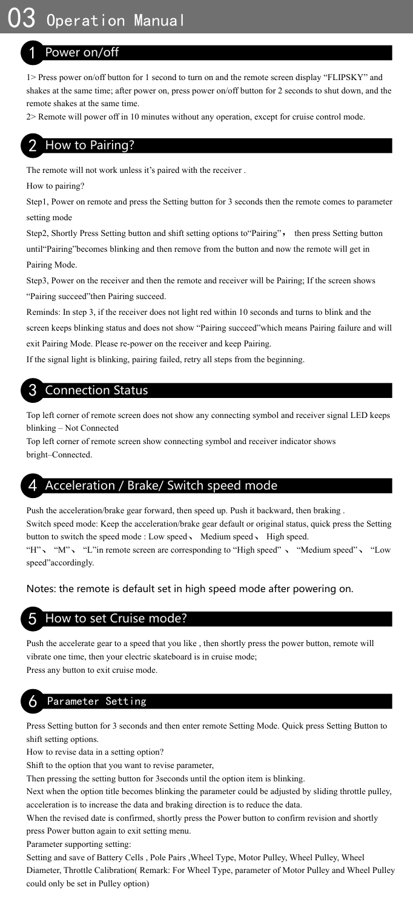# 03 Operation Manual

## 1 Power on/off

1> Press power on/off button for 1 second to turn on and the remote screen display "FLIPSKY" and shakes at the same time; after power on, press power on/off button for 2 seconds to shut down, and the remote shakes at the same time.

2> Remote will power off in 10 minutes without any operation, except for cruise control mode.

## 2 How to Pairing?

The remote will not work unless it's paired with the receiver .

How to pairing?

Step1, Power on remote and press the Setting button for 3 seconds then the remote comes to parameter setting mode

Step2, Shortly Press Setting button and shift setting options to"Pairing"， then press Setting button until"Pairing"becomes blinking and then remove from the button and now the remote will get in Pairing Mode.

Step3, Power on the receiver and then the remote and receiver will be Pairing; If the screen shows "Pairing succeed"then Pairing succeed.

Reminds: In step 3, if the receiver does not light red within 10 seconds and turns to blink and the screen keeps blinking status and does not show "Pairing succeed"which means Pairing failure and will exit Pairing Mode. Please re-power on the receiver and keep Pairing.

If the signal light is blinking, pairing failed, retry all steps from the beginning.

## 3 Connection Status

Top left corner of remote screen does not show any connecting symbol and receiver signal LED keeps blinking – Not Connected

Top left corner of remote screen show connecting symbol and receiver indicator shows bright–Connected.

## 4 Acceleration / Brake/ Switch speed mode

Push the acceleration/brake gear forward, then speed up. Push it backward, then braking .

Switch speed mode: Keep the acceleration/brake gear default or original status, quick press the Setting button to switch the speed mode : Low speed、 Medium speed、 High speed.

"H"、 "M"、 "L"in remote screen are corresponding to "High speed" 、 "Medium speed"、 "Low speed"accordingly.

Notes: the remote is default set in high speed mode after powering on.

## 5 How to set Cruise mode?

Push the accelerate gear to a speed that you like , then shortly press the power button, remote will vibrate one time, then your electric skateboard is in cruise mode;

Press any button to exit cruise mode.

## 6 Parameter Setting

Press Setting button for 3 seconds and then enter remote Setting Mode. Quick press Setting Button to shift setting options.

How to revise data in a setting option?

Shift to the option that you want to revise parameter,

Then pressing the setting button for 3seconds until the option item is blinking.

Next when the option title becomes blinking the parameter could be adjusted by sliding throttle pulley, acceleration is to increase the data and braking direction is to reduce the data.

When the revised date is confirmed, shortly press the Power button to confirm revision and shortly press Power button again to exit setting menu.

Parameter supporting setting:

Setting and save of Battery Cells , Pole Pairs ,Wheel Type, Motor Pulley, Wheel Pulley, Wheel Diameter, Throttle Calibration( Remark: For Wheel Type, parameter of Motor Pulley and Wheel Pulley could only be set in Pulley option)